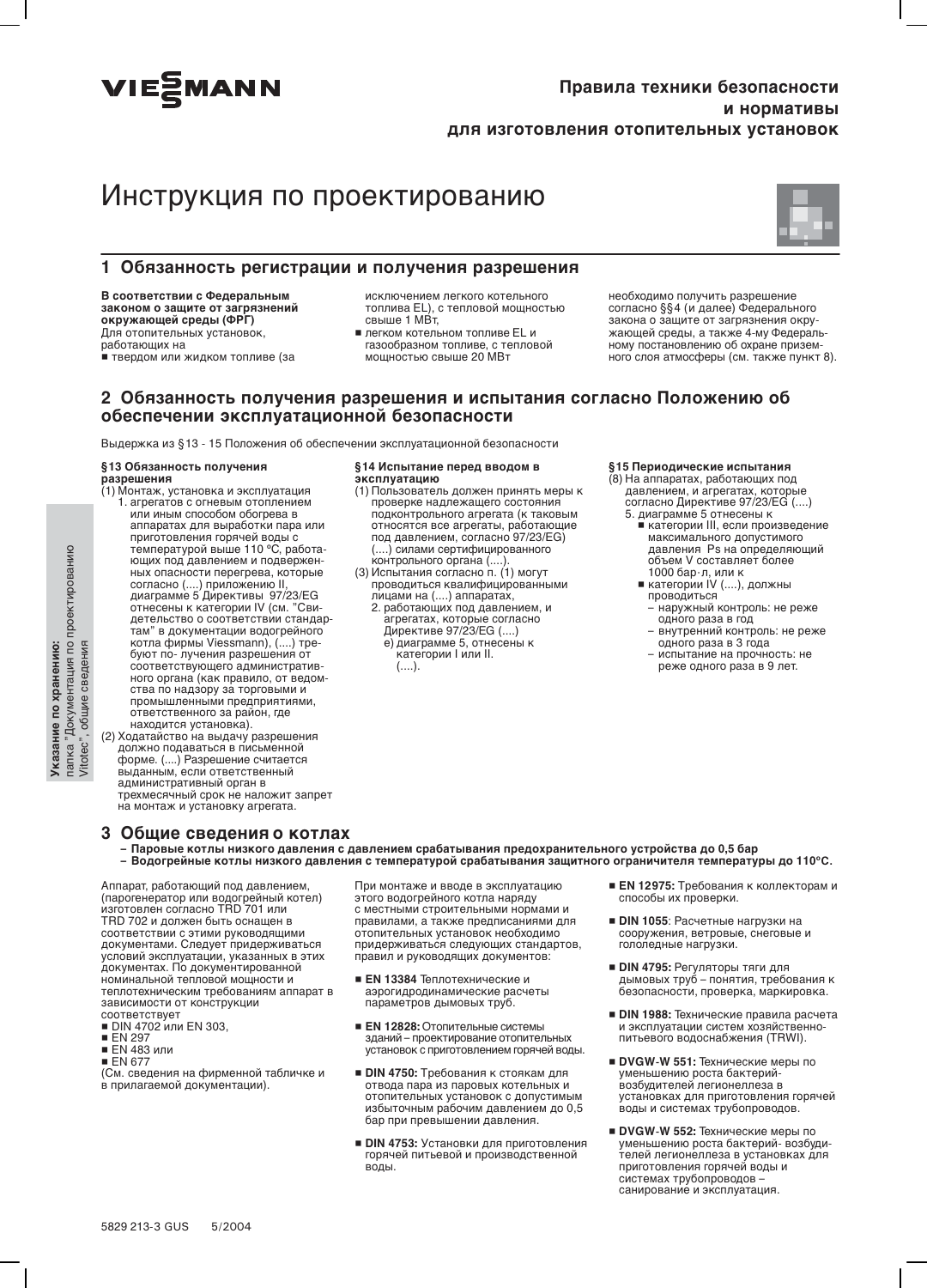VIESMANN

**Правила техники безопасности и нормативы для изготовления отопительных установок**

# Инструкция по проектированию

## 1 Обязанность регистрации и получения разрешения

**В соответствии с Федеральным законом о защите от загрязнений окружающей среды (ФРГ)**
Для отопительных установок, работающих на
- твердом или жидком топливе (за исключением легкого котельного топлива EL), с тепловой мощностью свыше 1 МВт,
- легком котельном топливе EL и газообразном топливе, с тепловой мощностью свыше 20 МВт

необходимо получить разрешение согласно §§4 (и далее) Федерального закона о защите от загрязнения окружающей среды, а также 4-му Федеральному постановлению об охране приземного слоя атмосферы (см. также пункт 8).

## 2 Обязанность получения разрешения и испытания согласно Положению об обеспечении эксплуатационной безопасности

Выдержка из §13 - 15 Положения об обеспечении эксплуатационной безопасности

**§13 Обязанность получения разрешения**

(1) Монтаж, установка и эксплуатация
1. агрегатов с огневым отоплением или иным способом обогрева в аппаратах для выработки пара или приготовления горячей воды с температурой выше 110 ºC, работающих под давлением и подверженных опасности перегрева, которые согласно (....) приложению II, диаграмме 5 Директивы 97/23/EG отнесены к категории IV (см. "Свидетельство о соответствии стандартам" в документации водогрейного котла фирмы Viessmann), (....) требуют по- лучения разрешения от соответствующего административного органа (как правило, от ведомства по надзору за торговыми и промышленными предприятиями, ответственного за район, где находится установка).

(2) Ходатайство на выдачу разрешения должно подаваться в письменной форме. (....) Разрешение считается выданным, если ответственный административный орган в трехмесячный срок не наложит запрет на монтаж и установку агрегата.

**§14 Испытание перед вводом в эксплуатацию**

(1) Пользователь должен принять меры к проверке надлежащего состояния подконтрольного агрегата (к таковым относятся все агрегаты, работающие под давлением, согласно 97/23/EG) (....) силами сертифицированного контрольного органа (....).

(3) Испытания согласно п. (1) могут проводиться квалифицированными лицами на (....) аппаратах,
2. работающих под давлением, и агрегатах, которые согласно Директиве 97/23/EG (....)
е) диаграмме 5, отнесены к категории I или II.
(....).

**§15 Периодические испытания**

(8) На аппаратах, работающих под давлением, и агрегатах, которые согласно Директиве 97/23/EG (....)
5. диаграмме 5 отнесены к
- категории III, если произведение максимального допустимого давления Ps на определяющий объем V составляет более 1000 бар·л, или к
- категории IV (....), должны проводиться
  - наружный контроль: не реже одного раза в год
  - внутренний контроль: не реже одного раза в 3 года
  - испытание на прочность: не реже одного раза в 9 лет.

## 3 Общие сведения о котлах

**– Паровые котлы низкого давления с давлением срабатывания предохранительного устройства до 0,5 бар**
**– Водогрейные котлы низкого давления с температурой срабатывания защитного ограничителя температуры до 110°C.**

Аппарат, работающий под давлением, (парогенератор или водогрейный котел) изготовлен согласно TRD 701 или TRD 702 и должен быть оснащен в соответствии с этими руководящими документами. Следует придерживаться условий эксплуатации, указанных в этих документах. По документированной номинальной тепловой мощности и теплотехническим требованиям аппарат в зависимости от конструкции соответствует
- DIN 4702 или EN 303,
- EN 297
- EN 483 или
- EN 677

(См. сведения на фирменной табличке и в прилагаемой документации).

При монтаже и вводе в эксплуатацию этого водогрейного котла наряду с местными строительными нормами и правилами, а также предписаниями для отопительных установок необходимо придерживаться следующих стандартов, правил и руководящих документов:

- **EN 13384** Теплотехнические и аэрогидродинамические расчеты параметров дымовых труб.
- **EN 12828:** Отопительные системы зданий – проектирование отопительных установок с приготовлением горячей воды.
- **DIN 4750:** Требования к стоякам для отвода пара из паровых котельных и отопительных установок с допустимым избыточным рабочим давлением до 0,5 бар при превышении давления.
- **DIN 4753:** Установки для приготовления горячей питьевой и производственной воды.
- **EN 12975:** Требования к коллекторам и способы их проверки.
- **DIN 1055**: Расчетные нагрузки на сооружения, ветровые, снеговые и гололедные нагрузки.
- **DIN 4795:** Регуляторы тяги для дымовых труб – понятия, требования к безопасности, проверка, маркировка.
- **DIN 1988:** Технические правила расчета и эксплуатации систем хозяйственно-питьевого водоснабжения (TRWI).
- **DVGW-W 551:** Технические меры по уменьшению роста бактерий-возбудителей легионеллеза в установках для приготовления горячей воды и системах трубопроводов.
- **DVGW-W 552:** Технические меры по уменьшению роста бактерий- возбудителей легионеллеза в установках для приготовления горячей воды и системах трубопроводов – санирование и эксплуатация.

**Указание по хранению:** папка "Документация по проектированию Vitotec", общие сведения

5829 213-3 GUS 5/2004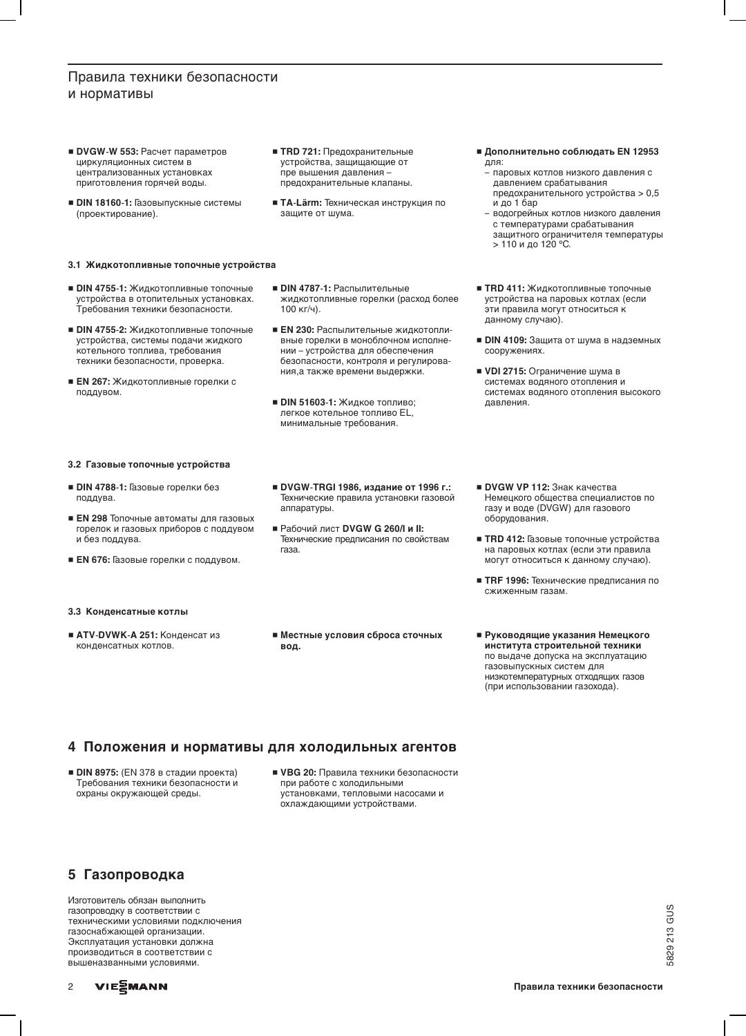## Правила техники безопасности и нормативы

- **DVGW-W 553:** Расчет параметров циркуляционных систем в централизованных установках приготовления горячей воды.
- **DIN 18160-1:** Газовыпускные системы (проектирование).
- **TRD 721:** Предохранительные устройства, защищающие от пре вышения давления – предохранительные клапаны.
- **TA-Lärm:** Техническая инструкция по защите от шума.
- **Дополнительно соблюдать EN 12953** для:
  - паровых котлов низкого давления с давлением срабатывания предохранительного устройства > 0,5 и до 1 бар
  - водогрейных котлов низкого давления с температурами срабатывания защитного ограничителя температуры > 110 и до 120 ºC.

### 3.1 Жидкотопливные топочные устройства

- **DIN 4755-1:** Жидкотопливные топочные устройства в отопительных установках. Требования техники безопасности.
- **DIN 4755-2:** Жидкотопливные топочные устройства, системы подачи жидкого котельного топлива, требования техники безопасности, проверка.
- **EN 267:** Жидкотопливные горелки с поддувом.
- **DIN 4787-1:** Распылительные жидкотопливные горелки (расход более 100 кг/ч).
- **EN 230:** Распылительные жидкотопливные горелки в моноблочном исполнении – устройства для обеспечения безопасности, контроля и регулирования,а также времени выдержки.
- **DIN 51603-1:** Жидкое топливо; легкое котельное топливо EL, минимальные требования.
- **TRD 411:** Жидкотопливные топочные устройства на паровых котлах (если эти правила могут относиться к данному случаю).
- **DIN 4109:** Защита от шума в надземных сооружениях.
- **VDI 2715:** Ограничение шума в системах водяного отопления и системах водяного отопления высокого давления.

### 3.2 Газовые топочные устройства

- **DIN 4788-1:** Газовые горелки без поддува.
- **EN 298** Топочные автоматы для газовых горелок и газовых приборов с поддувом и без поддува.
- **EN 676:** Газовые горелки с поддувом.
- **DVGW-TRGI 1986, издание от 1996 г.:** Технические правила установки газовой аппаратуры.
- Рабочий лист **DVGW G 260/I и II:** Технические предписания по свойствам газа.
- **DVGW VP 112:** Знак качества Немецкого общества специалистов по газу и воде (DVGW) для газового оборудования.
- **TRD 412:** Газовые топочные устройства на паровых котлах (если эти правила могут относиться к данному случаю).
- **TRF 1996:** Технические предписания по сжиженным газам.

### 3.3 Конденсатные котлы

- **ATV-DVWK-A 251:** Конденсат из конденсатных котлов.
- **Местные условия сброса сточных вод.**
- **Руководящие указания Немецкого института строительной техники** по выдаче допуска на эксплуатацию газовыпускных систем для низкотемпературных отходящих газов (при использовании газохода).

## 4 Положения и нормативы для холодильных агентов

- **DIN 8975:** (EN 378 в стадии проекта) Требования техники безопасности и охраны окружающей среды.
- **VBG 20:** Правила техники безопасности при работе с холодильными установками, тепловыми насосами и охлаждающими устройствами.

## 5 Газопроводка

Изготовитель обязан выполнить газопроводку в соответствии с техническими условиями подключения газоснабжающей организации. Эксплуатация установки должна производиться в соответствии с вышеназванными условиями.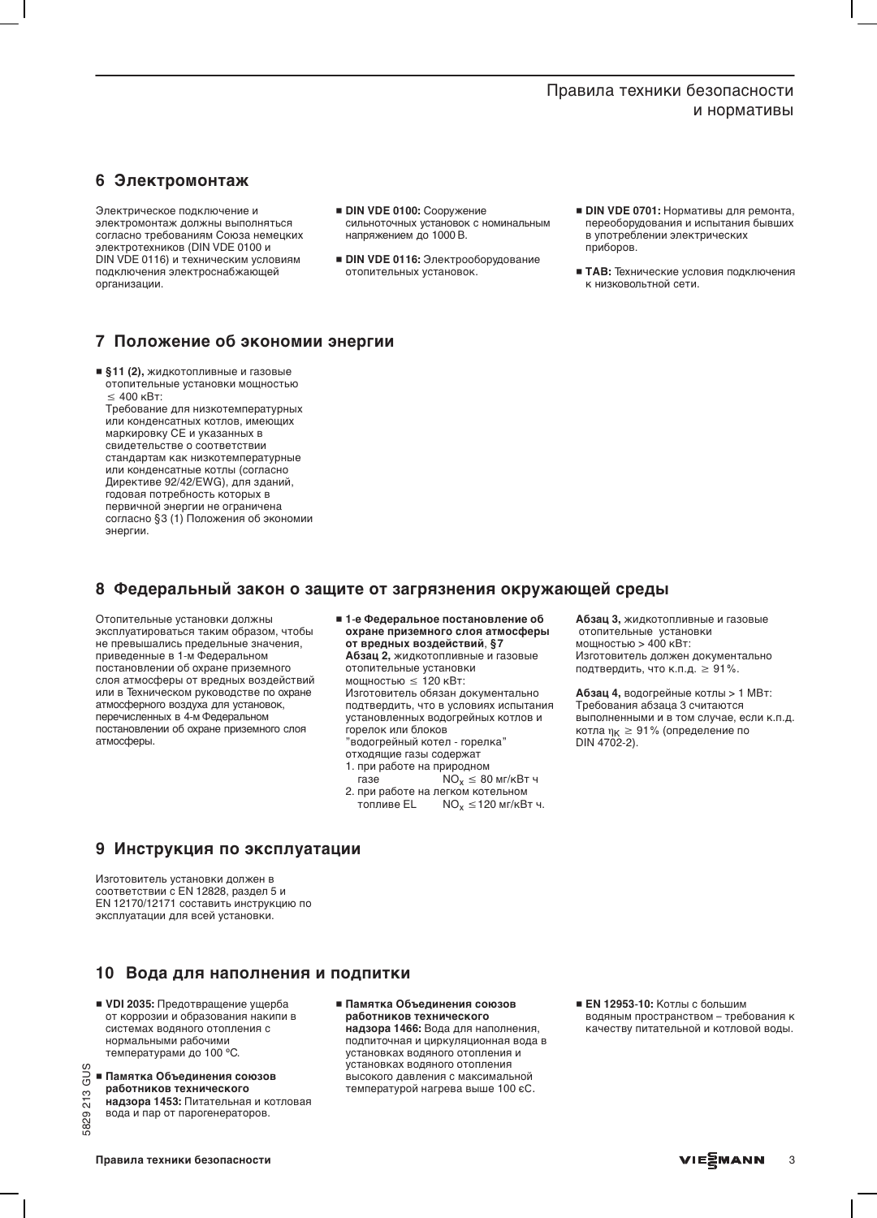## 6 Электромонтаж

Электрическое подключение и электромонтаж должны выполняться согласно требованиям Союза немецких электротехников (DIN VDE 0100 и DIN VDE 0116) и техническим условиям подключения электроснабжающей организации.

- **DIN VDE 0100:** Сооружение сильноточных установок с номинальным напряжением до 1000 В.
- **DIN VDE 0116:** Электрооборудование отопительных установок.
- **DIN VDE 0701:** Нормативы для ремонта, переоборудования и испытания бывших в употреблении электрических приборов.
- **TAB:** Технические условия подключения к низковольтной сети.

## 7 Положение об экономии энергии

- **§11 (2),** жидкотопливные и газовые отопительные установки мощностью $\leq$ 400 кВт:
  Требование для низкотемпературных или конденсатных котлов, имеющих маркировку CE и указанных в свидетельстве о соответствии стандартам как низкотемпературные или конденсатные котлы (согласно Директиве 92/42/EWG), для зданий, годовая потребность которых в первичной энергии не ограничена согласно §3 (1) Положения об экономии энергии.

## 8 Федеральный закон о защите от загрязнения окружающей среды

Отопительные установки должны эксплуатироваться таким образом, чтобы не превышались предельные значения, приведенные в 1-м Федеральном постановлении об охране приземного слоя атмосферы от вредных воздействий или в Техническом руководстве по охране атмосферного воздуха для установок, перечисленных в 4-м Федеральном постановлении об охране приземного слоя атмосферы.

- **1-е Федеральное постановление об охране приземного слоя атмосферы от вредных воздействий**, **§7**
  **Абзац 2,** жидкотопливные и газовые отопительные установки мощностью $\leq$ 120 кВт:
  Изготовитель обязан документально подтвердить, что в условиях испытания установленных водогрейных котлов и горелок или блоков "водогрейный котел - горелка" отходящие газы содержат
  1. при работе на природном газе $NO_x \leq$ 80 мг/кВт ч
  2. при работе на легком котельном топливе EL $NO_x \leq$ 120 мг/кВт ч.

**Абзац 3,** жидкотопливные и газовые отопительные установки мощностью > 400 кВт:
Изготовитель должен документально подтвердить, что к.п.д. $\geq$ 91%.

**Абзац 4,** водогрейные котлы > 1 МВт:
Требования абзаца 3 считаются выполненными и в том случае, если к.п.д. котла $\eta_K \geq 91\%$ (определение по DIN 4702-2).

## 9 Инструкция по эксплуатации

Изготовитель установки должен в соответствии с EN 12828, раздел 5 и EN 12170/12171 составить инструкцию по эксплуатации для всей установки.

## 10 Вода для наполнения и подпитки

- **VDI 2035:** Предотвращение ущерба от коррозии и образования накипи в системах водяного отопления с нормальными рабочими температурами до 100 ºC.
- **Памятка Объединения союзов работников технического надзора 1453:** Питательная и котловая вода и пар от парогенераторов.
- **Памятка Объединения союзов работников технического надзора 1466:** Вода для наполнения, подпиточная и циркуляционная вода в установках водяного отопления и установках водяного отопления высокого давления с максимальной температурой нагрева выше 100 єC.
- **EN 12953-10:** Котлы с большим водяным пространством – требования к качеству питательной и котловой воды.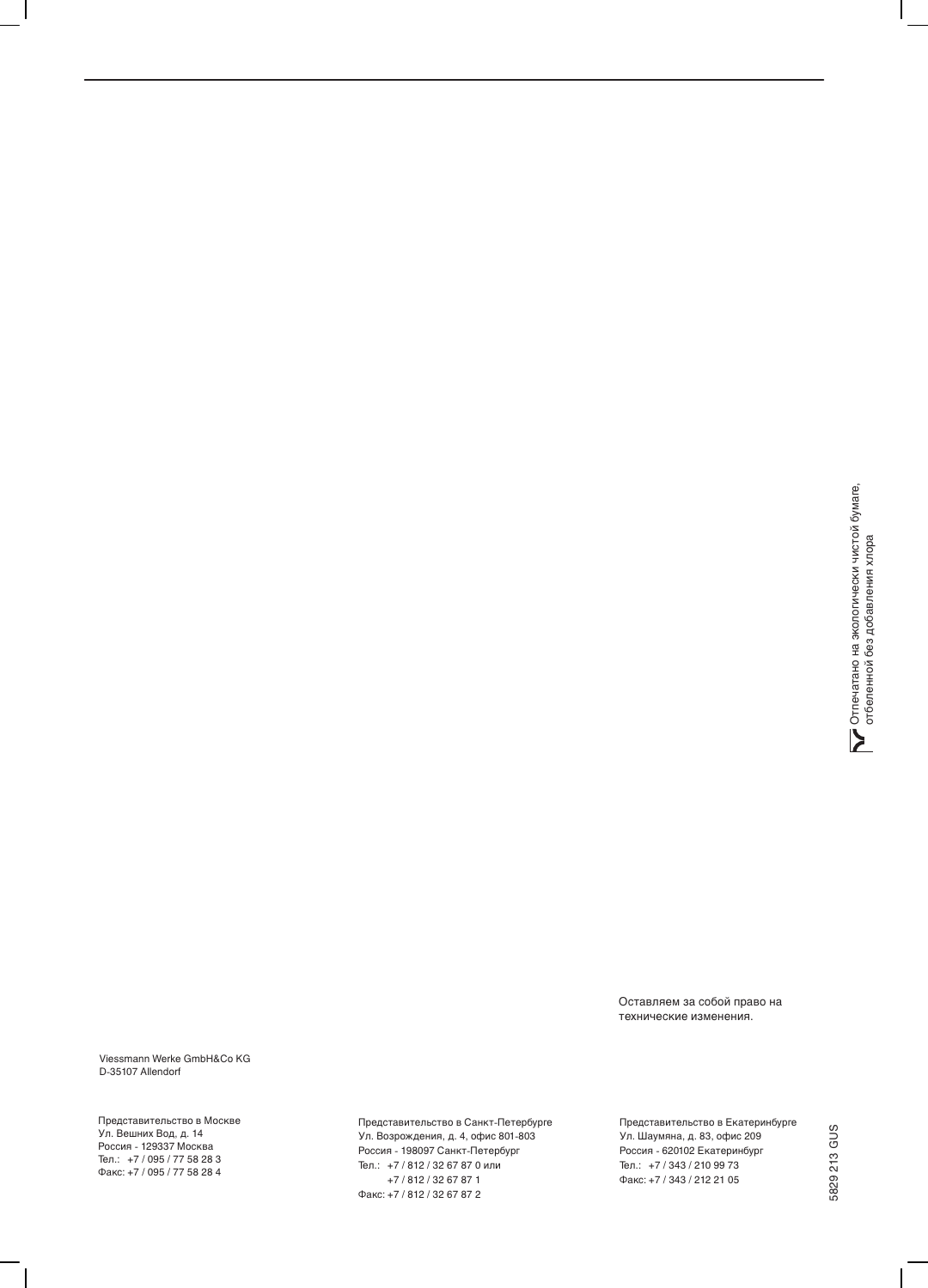Отпечатано на экологически чистой бумаге, отбеленной без добавления хлора

Оставляем за собой право на технические изменения.

Viessmann Werke GmbH&Co KG
D-35107 Allendorf

Представительство в Москве
Ул. Вешних Вод, д. 14
Россия - 129337 Москва
Тел.: +7 / 095 / 77 58 28 3
Факс: +7 / 095 / 77 58 28 4

Представительство в Санкт-Петербурге
Ул. Возрождения, д. 4, офис 801-803
Россия - 198097 Санкт-Петербург
Тел.: +7 / 812 / 32 67 87 0 или
+7 / 812 / 32 67 87 1
Факс: +7 / 812 / 32 67 87 2

Представительство в Екатеринбурге
Ул. Шаумяна, д. 83, офис 209
Россия - 620102 Екатеринбург
Тел.: +7 / 343 / 210 99 73
Факс: +7 / 343 / 212 21 05

5829 213 GUS